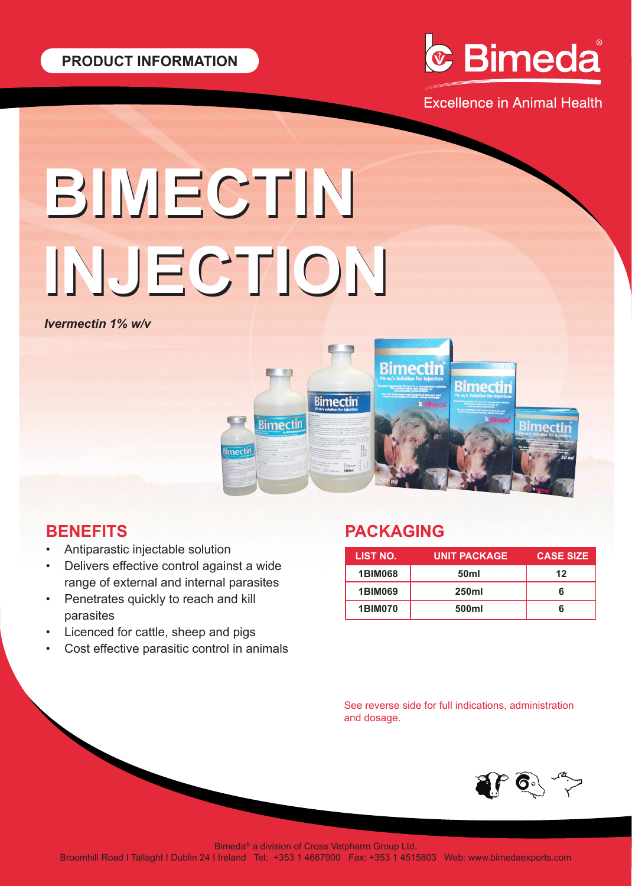PRODUCT INFORMATION

Bimeda®

Excellence in Animal Health

# BIMECTIN INJECTION

*Ivermectin 1% w/v*

## BENEFITS

- Antiparastic injectable solution
- Delivers effective control against a wide range of external and internal parasites
- Penetrates quickly to reach and kill parasites
- Licenced for cattle, sheep and pigs
- Cost effective parasitic control in animals

## PACKAGING

| LIST NO. | UNIT PACKAGE | CASE SIZE |
|---|---|---|
| 1BIM068 | 50ml | 12 |
| 1BIM069 | 250ml | 6 |
| 1BIM070 | 500ml | 6 |

See reverse side for full indications, administration and dosage.

Bimeda® a division of Cross Vetpharm Group Ltd.
Broomhill Road I Tallaght I Dublin 24 I Ireland Tel: +353 1 4667900 Fax: +353 1 4515803 Web: www.bimedaexports.com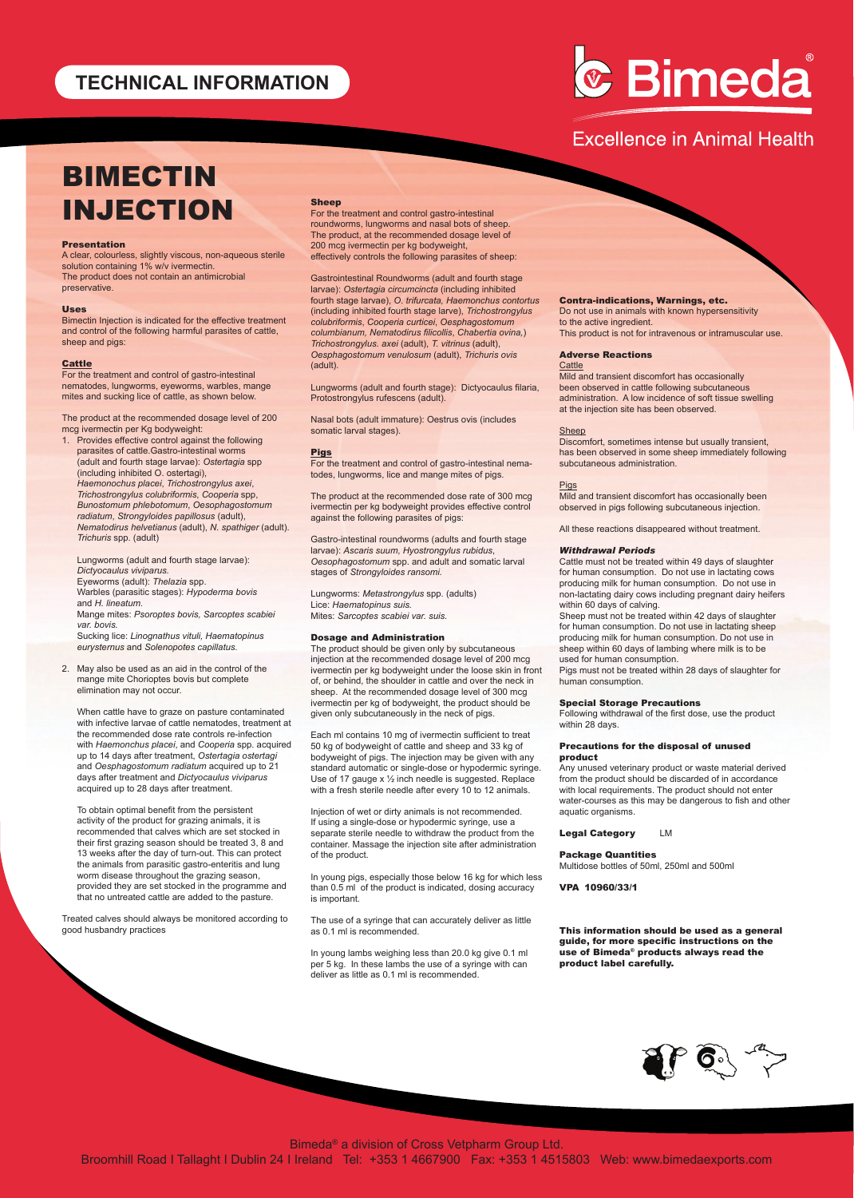TECHNICAL INFORMATION

Bimeda®

Excellence in Animal Health

# BIMECTIN INJECTION

### Presentation

A clear, colourless, slightly viscous, non-aqueous sterile solution containing 1% w/v ivermectin.
The product does not contain an antimicrobial preservative.

### Uses

Bimectin Injection is indicated for the effective treatment and control of the following harmful parasites of cattle, sheep and pigs:

#### Cattle

For the treatment and control of gastro-intestinal nematodes, lungworms, eyeworms, warbles, mange mites and sucking lice of cattle, as shown below.

The product at the recommended dosage level of 200 mcg ivermectin per Kg bodyweight:

1. Provides effective control against the following parasites of cattle.Gastro-intestinal worms (adult and fourth stage larvae): *Ostertagia* spp (including inhibited O. ostertagi), *Haemonchus placei*, *Trichostrongylus axei*, *Trichostrongylus colubriformis*, *Cooperia* spp, *Bunostomum phlebotomum*, *Oesophagostomum radiatum*, *Strongyloides papillosus* (adult), *Nematodirus helvetianus* (adult), *N. spathiger* (adult). *Trichuris* spp. (adult)

   Lungworms (adult and fourth stage larvae): *Dictyocaulus viviparus.*
   Eyeworms (adult): *Thelazia* spp.
   Warbles (parasitic stages): *Hypoderma bovis* and *H. lineatum.*
   Mange mites: *Psoroptes bovis, Sarcoptes scabiei var. bovis.*
   Sucking lice: *Linognathus vituli, Haematopinus eurysternus* and *Solenopotes capillatus.*

2. May also be used as an aid in the control of the mange mite Chorioptes bovis but complete elimination may not occur.

   When cattle have to graze on pasture contaminated with infective larvae of cattle nematodes, treatment at the recommended dose rate controls re-infection with *Haemonchus placei*, and *Cooperia* spp. acquired up to 14 days after treatment, *Ostertagia ostertagi* and *Oesophagostomum radiatum* acquired up to 21 days after treatment and *Dictyocaulus viviparus* acquired up to 28 days after treatment.

   To obtain optimal benefit from the persistent activity of the product for grazing animals, it is recommended that calves which are set stocked in their first grazing season should be treated 3, 8 and 13 weeks after the day of turn-out. This can protect the animals from parasitic gastro-enteritis and lung worm disease throughout the grazing season, provided they are set stocked in the programme and that no untreated cattle are added to the pasture.

Treated calves should always be monitored according to good husbandry practices

#### Sheep

For the treatment and control gastro-intestinal roundworms, lungworms and nasal bots of sheep.
The product, at the recommended dosage level of 200 mcg ivermectin per kg bodyweight,
effectively controls the following parasites of sheep:

Gastrointestinal Roundworms (adult and fourth stage larvae): *Ostertagia circumcincta* (including inhibited fourth stage larvae), *O. trifurcata, Haemonchus contortus* (including inhibited fourth stage larve), *Trichostrongylus colubriformis, Cooperia curticei, Oesphagostomum columbianum, Nematodirus filicollis, Chabertia ovina,*) *Trichostrongylus. axei* (adult), *T. vitrinus* (adult), *Oesphagostomum venulosum* (adult), *Trichuris ovis* (adult).

Lungworms (adult and fourth stage): Dictyocaulus filaria, Protostrongylus rufescens (adult).

Nasal bots (adult immature): Oestrus ovis (includes somatic larval stages).

#### Pigs

For the treatment and control of gastro-intestinal nematodes, lungworms, lice and mange mites of pigs.

The product at the recommended dose rate of 300 mcg ivermectin per kg bodyweight provides effective control against the following parasites of pigs:

Gastro-intestinal roundworms (adults and fourth stage larvae): *Ascaris suum, Hyostrongylus rubidus, Oesophagostomum* spp. and adult and somatic larval stages of *Strongyloides ransomi.*

Lungworms: *Metastrongylus* spp. (adults)
Lice: *Haematopinus suis.*
Mites: *Sarcoptes scabiei var. suis.*

### Dosage and Administration

The product should be given only by subcutaneous injection at the recommended dosage level of 200 mcg ivermectin per kg bodyweight under the loose skin in front of, or behind, the shoulder in cattle and over the neck in sheep. At the recommended dosage level of 300 mcg ivermectin per kg of bodyweight, the product should be given only subcutaneously in the neck of pigs.

Each ml contains 10 mg of ivermectin sufficient to treat 50 kg of bodyweight of cattle and sheep and 33 kg of bodyweight of pigs. The injection may be given with any standard automatic or single-dose or hypodermic syringe. Use of 17 gauge x ½ inch needle is suggested. Replace with a fresh sterile needle after every 10 to 12 animals.

Injection of wet or dirty animals is not recommended. If using a single-dose or hypodermic syringe, use a separate sterile needle to withdraw the product from the container. Massage the injection site after administration of the product.

In young pigs, especially those below 16 kg for which less than 0.5 ml of the product is indicated, dosing accuracy is important.

The use of a syringe that can accurately deliver as little as 0.1 ml is recommended.

In young lambs weighing less than 20.0 kg give 0.1 ml per 5 kg. In these lambs the use of a syringe with can deliver as little as 0.1 ml is recommended.

### Contra-indications, Warnings, etc.

Do not use in animals with known hypersensitivity to the active ingredient.
This product is not for intravenous or intramuscular use.

### Adverse Reactions

Cattle
Mild and transient discomfort has occasionally been observed in cattle following subcutaneous administration. A low incidence of soft tissue swelling at the injection site has been observed.

Sheep
Discomfort, sometimes intense but usually transient, has been observed in some sheep immediately following subcutaneous administration.

Pigs
Mild and transient discomfort has occasionally been observed in pigs following subcutaneous injection.

All these reactions disappeared without treatment.

### *Withdrawal Periods*

Cattle must not be treated within 49 days of slaughter for human consumption. Do not use in lactating cows producing milk for human consumption. Do not use in non-lactating dairy cows including pregnant dairy heifers within 60 days of calving.
Sheep must not be treated within 42 days of slaughter for human consumption. Do not use in lactating sheep producing milk for human consumption. Do not use in sheep within 60 days of lambing where milk is to be used for human consumption.
Pigs must not be treated within 28 days of slaughter for human consumption.

### Special Storage Precautions

Following withdrawal of the first dose, use the product within 28 days.

### Precautions for the disposal of unused product

Any unused veterinary product or waste material derived from the product should be discarded of in accordance with local requirements. The product should not enter water-courses as this may be dangerous to fish and other aquatic organisms.

**Legal Category** LM

**Package Quantities**
Multidose bottles of 50ml, 250ml and 500ml

**VPA 10960/33/1**

**This information should be used as a general guide, for more specific instructions on the use of Bimeda® products always read the product label carefully.**

Bimeda® a division of Cross Vetpharm Group Ltd.
Broomhill Road I Tallaght I Dublin 24 I Ireland Tel: +353 1 4667900 Fax: +353 1 4515803 Web: www.bimedaexports.com